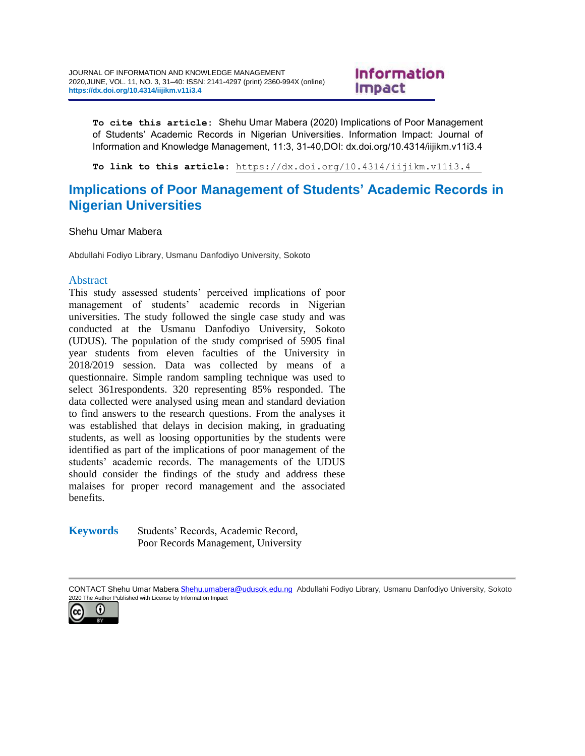**To cite this article:** Shehu Umar Mabera (2020) Implications of Poor Management of Students' Academic Records in Nigerian Universities. Information Impact: Journal of Information and Knowledge Management, 11:3, 31-40,DOI: dx.doi.org/10.4314/iijikm.v11i3.4

**To link to this article:** https://dx.doi.org/10.4314/iijikm.v11i3.4

# Implications of Poor Management of Students' Academic Records in Nigerian Universities

Shehu Umar Mabera

Abdullahi Fodiyo Library, Usmanu Danfodiyo University, Sokoto

## Abstract

This study assessed students' perceived implications of poor management of students' academic records in Nigerian universities. The study followed the single case study and was conducted at the Usmanu Danfodiyo University, Sokoto (UDUS). The population of the study comprised of 5905 final year students from eleven faculties of the University in 2018/2019 session. Data was collected by means of a questionnaire. Simple random sampling technique was used to select 361respondents. 320 representing 85% responded. The data collected were analysed using mean and standard deviation to find answers to the research questions. From the analyses it was established that delays in decision making, in graduating students, as well as loosing opportunities by the students were identified as part of the implications of poor management of the students' academic records. The managements of the UDUS should consider the findings of the study and address these malaises for proper record management and the associated benefits.

**Keywords** Students' Records, Academic Record, Poor Records Management, University

CONTACT Shehu Umar Mabera Shehu.umabera@udusok.edu.ng Abdullahi Fodiyo Library, Usmanu Danfodiyo University, Sokoto

2020 The Author Published with License by Information Impact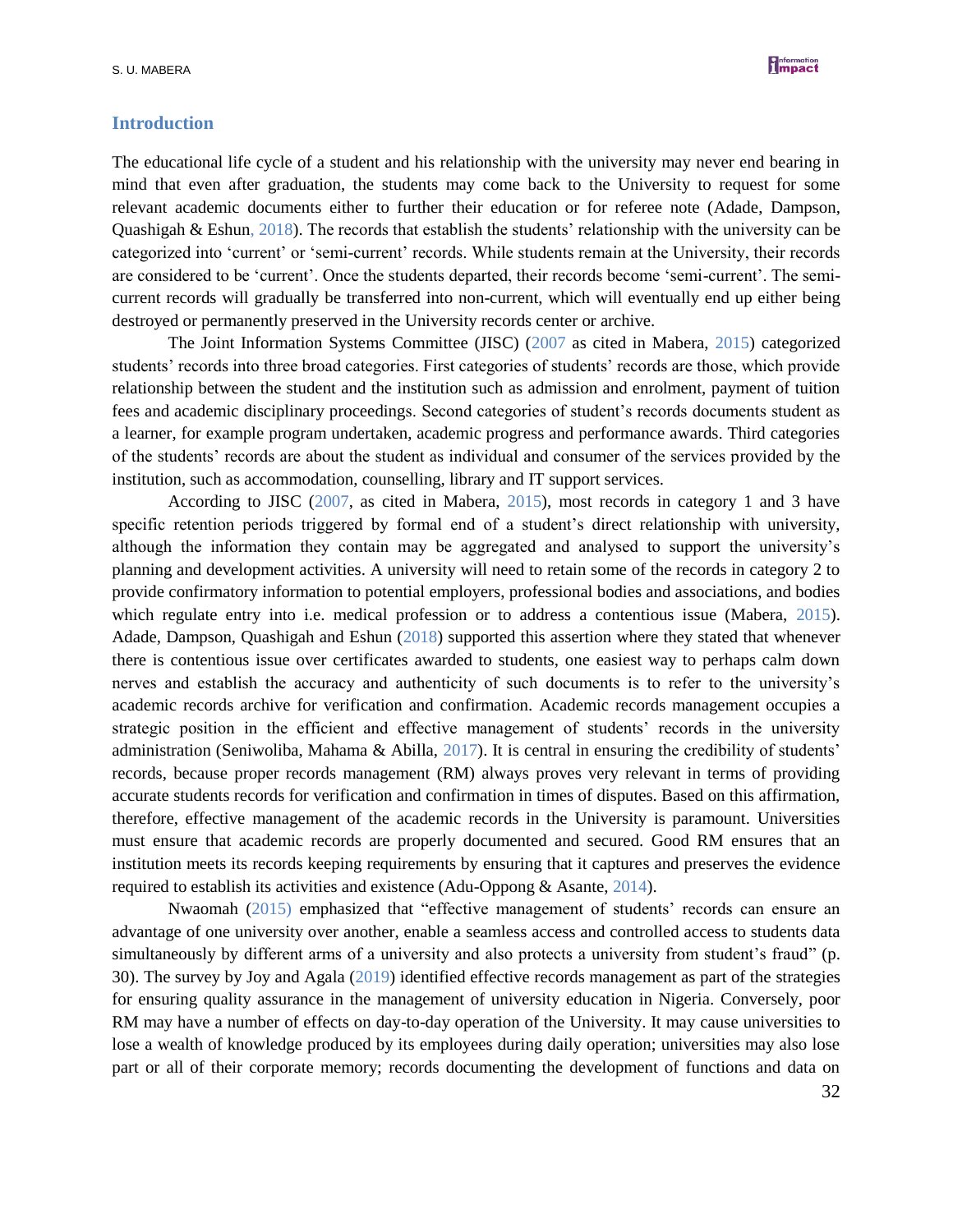## Introduction

The educational life cycle of a student and his relationship with the university may never end bearing in mind that even after graduation, the students may come back to the University to request for some relevant academic documents either to further their education or for referee note (Adade, Dampson, Quashigah & Eshun, 2018). The records that establish the students' relationship with the university can be categorized into 'current' or 'semi-current' records. While students remain at the University, their records are considered to be 'current'. Once the students departed, their records become 'semi-current'. The semi-current records will gradually be transferred into non-current, which will eventually end up either being destroyed or permanently preserved in the University records center or archive.

The Joint Information Systems Committee (JISC) (2007 as cited in Mabera, 2015) categorized students' records into three broad categories. First categories of students' records are those, which provide relationship between the student and the institution such as admission and enrolment, payment of tuition fees and academic disciplinary proceedings. Second categories of student's records documents student as a learner, for example program undertaken, academic progress and performance awards. Third categories of the students' records are about the student as individual and consumer of the services provided by the institution, such as accommodation, counselling, library and IT support services.

According to JISC (2007, as cited in Mabera, 2015), most records in category 1 and 3 have specific retention periods triggered by formal end of a student's direct relationship with university, although the information they contain may be aggregated and analysed to support the university's planning and development activities. A university will need to retain some of the records in category 2 to provide confirmatory information to potential employers, professional bodies and associations, and bodies which regulate entry into i.e. medical profession or to address a contentious issue (Mabera, 2015). Adade, Dampson, Quashigah and Eshun (2018) supported this assertion where they stated that whenever there is contentious issue over certificates awarded to students, one easiest way to perhaps calm down nerves and establish the accuracy and authenticity of such documents is to refer to the university's academic records archive for verification and confirmation. Academic records management occupies a strategic position in the efficient and effective management of students' records in the university administration (Seniwoliba, Mahama & Abilla, 2017). It is central in ensuring the credibility of students' records, because proper records management (RM) always proves very relevant in terms of providing accurate students records for verification and confirmation in times of disputes. Based on this affirmation, therefore, effective management of the academic records in the University is paramount. Universities must ensure that academic records are properly documented and secured. Good RM ensures that an institution meets its records keeping requirements by ensuring that it captures and preserves the evidence required to establish its activities and existence (Adu-Oppong & Asante, 2014).

Nwaomah (2015) emphasized that "effective management of students' records can ensure an advantage of one university over another, enable a seamless access and controlled access to students data simultaneously by different arms of a university and also protects a university from student's fraud" (p. 30). The survey by Joy and Agala (2019) identified effective records management as part of the strategies for ensuring quality assurance in the management of university education in Nigeria. Conversely, poor RM may have a number of effects on day-to-day operation of the University. It may cause universities to lose a wealth of knowledge produced by its employees during daily operation; universities may also lose part or all of their corporate memory; records documenting the development of functions and data on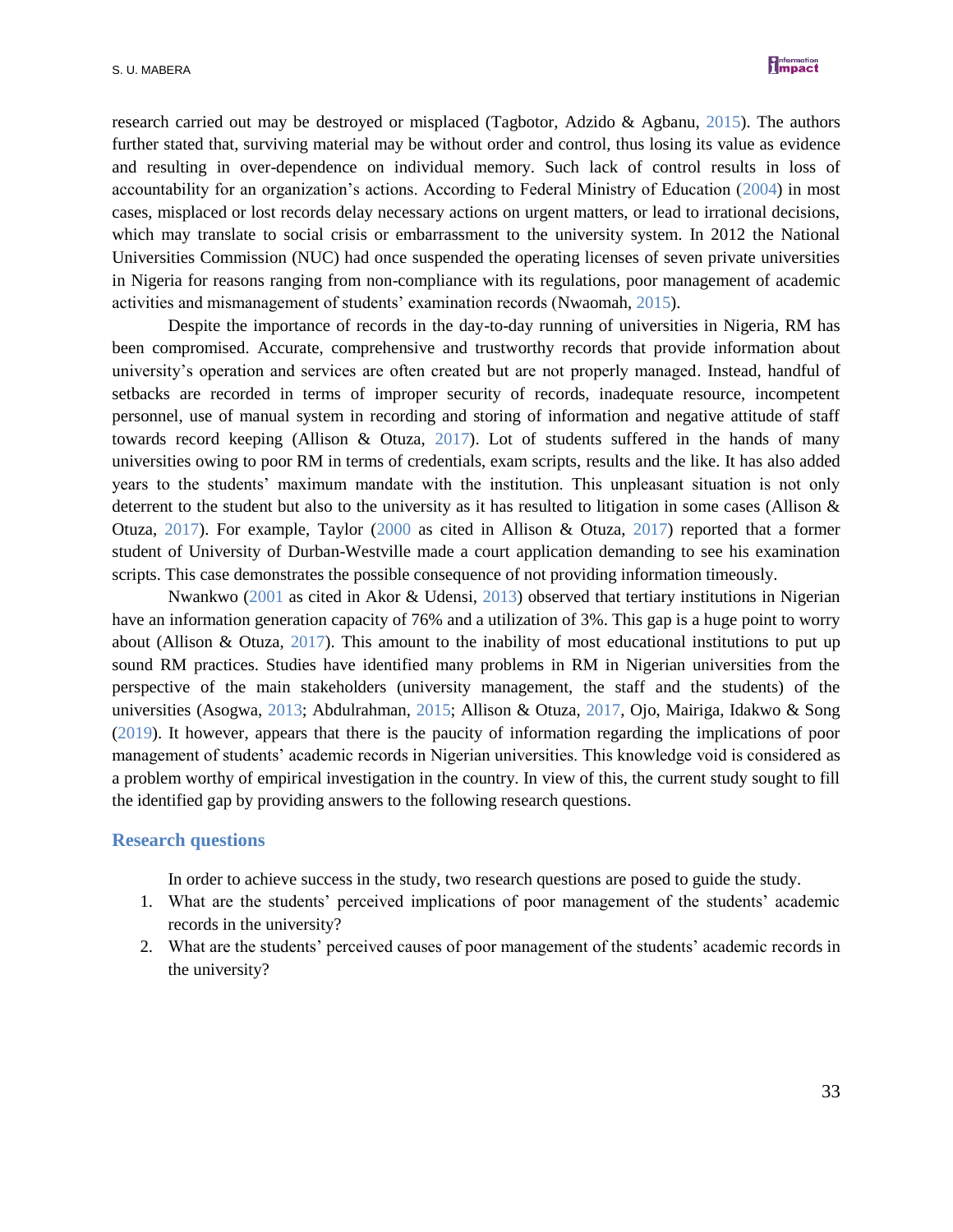research carried out may be destroyed or misplaced (Tagbotor, Adzido & Agbanu, 2015). The authors further stated that, surviving material may be without order and control, thus losing its value as evidence and resulting in over-dependence on individual memory. Such lack of control results in loss of accountability for an organization's actions. According to Federal Ministry of Education (2004) in most cases, misplaced or lost records delay necessary actions on urgent matters, or lead to irrational decisions, which may translate to social crisis or embarrassment to the university system. In 2012 the National Universities Commission (NUC) had once suspended the operating licenses of seven private universities in Nigeria for reasons ranging from non-compliance with its regulations, poor management of academic activities and mismanagement of students' examination records (Nwaomah, 2015).

Despite the importance of records in the day-to-day running of universities in Nigeria, RM has been compromised. Accurate, comprehensive and trustworthy records that provide information about university's operation and services are often created but are not properly managed. Instead, handful of setbacks are recorded in terms of improper security of records, inadequate resource, incompetent personnel, use of manual system in recording and storing of information and negative attitude of staff towards record keeping (Allison & Otuza, 2017). Lot of students suffered in the hands of many universities owing to poor RM in terms of credentials, exam scripts, results and the like. It has also added years to the students' maximum mandate with the institution. This unpleasant situation is not only deterrent to the student but also to the university as it has resulted to litigation in some cases (Allison & Otuza, 2017). For example, Taylor (2000 as cited in Allison & Otuza, 2017) reported that a former student of University of Durban-Westville made a court application demanding to see his examination scripts. This case demonstrates the possible consequence of not providing information timeously.

Nwankwo (2001 as cited in Akor & Udensi, 2013) observed that tertiary institutions in Nigerian have an information generation capacity of 76% and a utilization of 3%. This gap is a huge point to worry about (Allison & Otuza, 2017). This amount to the inability of most educational institutions to put up sound RM practices. Studies have identified many problems in RM in Nigerian universities from the perspective of the main stakeholders (university management, the staff and the students) of the universities (Asogwa, 2013; Abdulrahman, 2015; Allison & Otuza, 2017, Ojo, Mairiga, Idakwo & Song (2019). It however, appears that there is the paucity of information regarding the implications of poor management of students' academic records in Nigerian universities. This knowledge void is considered as a problem worthy of empirical investigation in the country. In view of this, the current study sought to fill the identified gap by providing answers to the following research questions.

## Research questions

In order to achieve success in the study, two research questions are posed to guide the study.

1. What are the students' perceived implications of poor management of the students' academic records in the university?
2. What are the students' perceived causes of poor management of the students' academic records in the university?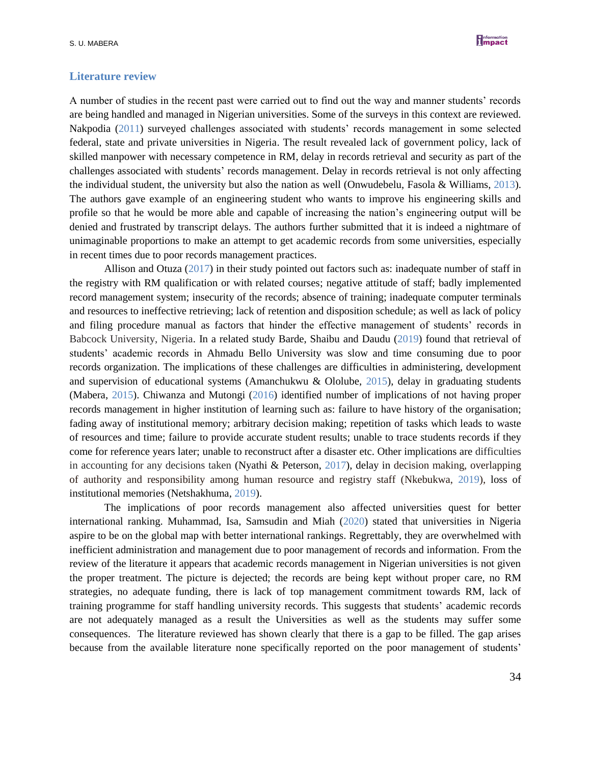## Literature review

A number of studies in the recent past were carried out to find out the way and manner students' records are being handled and managed in Nigerian universities. Some of the surveys in this context are reviewed. Nakpodia (2011) surveyed challenges associated with students' records management in some selected federal, state and private universities in Nigeria. The result revealed lack of government policy, lack of skilled manpower with necessary competence in RM, delay in records retrieval and security as part of the challenges associated with students' records management. Delay in records retrieval is not only affecting the individual student, the university but also the nation as well (Onwudebelu, Fasola & Williams, 2013). The authors gave example of an engineering student who wants to improve his engineering skills and profile so that he would be more able and capable of increasing the nation's engineering output will be denied and frustrated by transcript delays. The authors further submitted that it is indeed a nightmare of unimaginable proportions to make an attempt to get academic records from some universities, especially in recent times due to poor records management practices.

Allison and Otuza (2017) in their study pointed out factors such as: inadequate number of staff in the registry with RM qualification or with related courses; negative attitude of staff; badly implemented record management system; insecurity of the records; absence of training; inadequate computer terminals and resources to ineffective retrieving; lack of retention and disposition schedule; as well as lack of policy and filing procedure manual as factors that hinder the effective management of students' records in Babcock University, Nigeria. In a related study Barde, Shaibu and Daudu (2019) found that retrieval of students' academic records in Ahmadu Bello University was slow and time consuming due to poor records organization. The implications of these challenges are difficulties in administering, development and supervision of educational systems (Amanchukwu & Ololube, 2015), delay in graduating students (Mabera, 2015). Chiwanza and Mutongi (2016) identified number of implications of not having proper records management in higher institution of learning such as: failure to have history of the organisation; fading away of institutional memory; arbitrary decision making; repetition of tasks which leads to waste of resources and time; failure to provide accurate student results; unable to trace students records if they come for reference years later; unable to reconstruct after a disaster etc. Other implications are difficulties in accounting for any decisions taken (Nyathi & Peterson, 2017), delay in decision making, overlapping of authority and responsibility among human resource and registry staff (Nkebukwa, 2019), loss of institutional memories (Netshakhuma, 2019).

The implications of poor records management also affected universities quest for better international ranking. Muhammad, Isa, Samsudin and Miah (2020) stated that universities in Nigeria aspire to be on the global map with better international rankings. Regrettably, they are overwhelmed with inefficient administration and management due to poor management of records and information. From the review of the literature it appears that academic records management in Nigerian universities is not given the proper treatment. The picture is dejected; the records are being kept without proper care, no RM strategies, no adequate funding, there is lack of top management commitment towards RM, lack of training programme for staff handling university records. This suggests that students' academic records are not adequately managed as a result the Universities as well as the students may suffer some consequences. The literature reviewed has shown clearly that there is a gap to be filled. The gap arises because from the available literature none specifically reported on the poor management of students'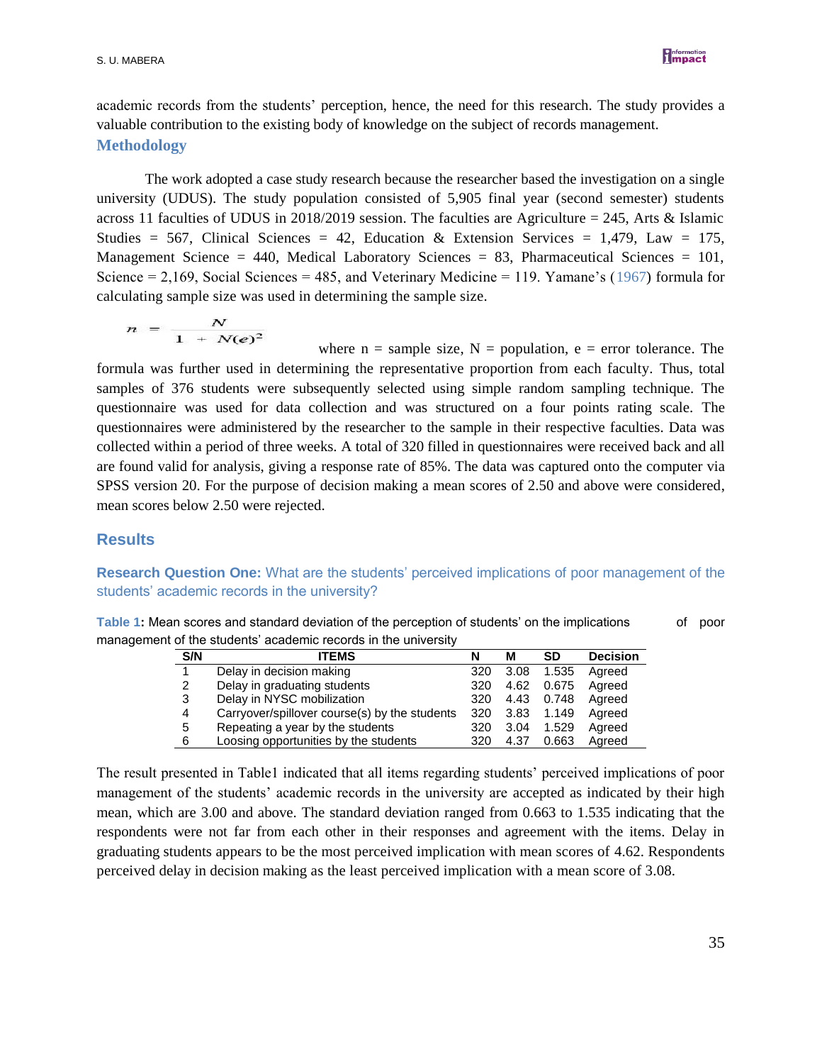academic records from the students' perception, hence, the need for this research. The study provides a valuable contribution to the existing body of knowledge on the subject of records management.

## Methodology

The work adopted a case study research because the researcher based the investigation on a single university (UDUS). The study population consisted of 5,905 final year (second semester) students across 11 faculties of UDUS in 2018/2019 session. The faculties are Agriculture = 245, Arts & Islamic Studies = 567, Clinical Sciences = 42, Education & Extension Services = 1,479, Law = 175, Management Science = 440, Medical Laboratory Sciences = 83, Pharmaceutical Sciences = 101, Science = 2,169, Social Sciences = 485, and Veterinary Medicine = 119. Yamane's (1967) formula for calculating sample size was used in determining the sample size.

$$n = \frac{N}{1 + N(e)^2}$$

where n = sample size, N = population, e = error tolerance. The formula was further used in determining the representative proportion from each faculty. Thus, total samples of 376 students were subsequently selected using simple random sampling technique. The questionnaire was used for data collection and was structured on a four points rating scale. The questionnaires were administered by the researcher to the sample in their respective faculties. Data was collected within a period of three weeks. A total of 320 filled in questionnaires were received back and all are found valid for analysis, giving a response rate of 85%. The data was captured onto the computer via SPSS version 20. For the purpose of decision making a mean scores of 2.50 and above were considered, mean scores below 2.50 were rejected.

## Results

### Research Question One: What are the students' perceived implications of poor management of the students' academic records in the university?

**Table 1:** Mean scores and standard deviation of the perception of students' on the implications of poor management of the students' academic records in the university

| S/N | ITEMS | N | M | SD | Decision |
|---|---|---|---|---|---|
| 1 | Delay in decision making | 320 | 3.08 | 1.535 | Agreed |
| 2 | Delay in graduating students | 320 | 4.62 | 0.675 | Agreed |
| 3 | Delay in NYSC mobilization | 320 | 4.43 | 0.748 | Agreed |
| 4 | Carryover/spillover course(s) by the students | 320 | 3.83 | 1.149 | Agreed |
| 5 | Repeating a year by the students | 320 | 3.04 | 1.529 | Agreed |
| 6 | Loosing opportunities by the students | 320 | 4.37 | 0.663 | Agreed |

The result presented in Table1 indicated that all items regarding students' perceived implications of poor management of the students' academic records in the university are accepted as indicated by their high mean, which are 3.00 and above. The standard deviation ranged from 0.663 to 1.535 indicating that the respondents were not far from each other in their responses and agreement with the items. Delay in graduating students appears to be the most perceived implication with mean scores of 4.62. Respondents perceived delay in decision making as the least perceived implication with a mean score of 3.08.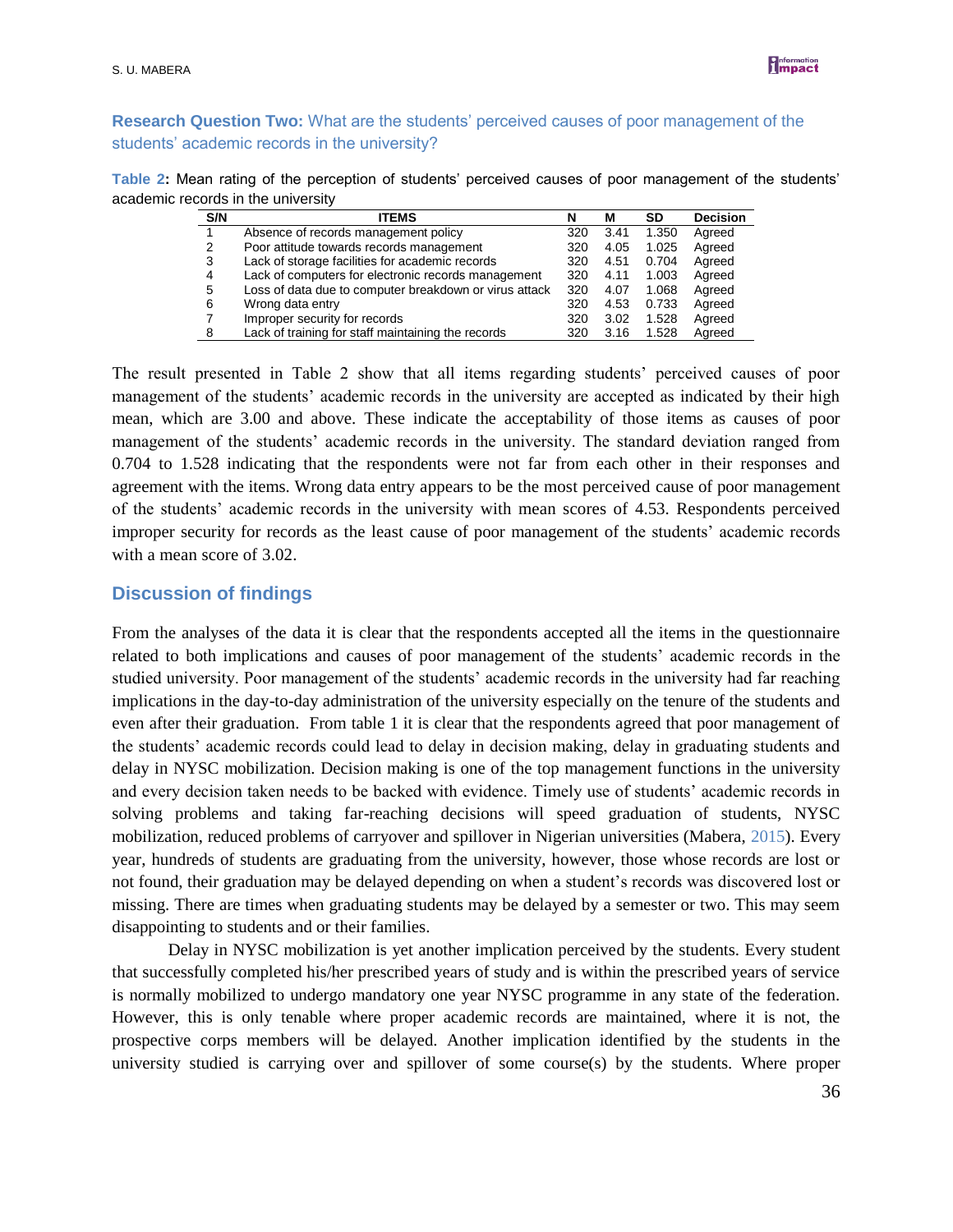**Research Question Two:** What are the students' perceived causes of poor management of the students' academic records in the university?

**Table 2:** Mean rating of the perception of students' perceived causes of poor management of the students' academic records in the university

| S/N | ITEMS | N | M | SD | Decision |
|---|---|---|---|---|---|
| 1 | Absence of records management policy | 320 | 3.41 | 1.350 | Agreed |
| 2 | Poor attitude towards records management | 320 | 4.05 | 1.025 | Agreed |
| 3 | Lack of storage facilities for academic records | 320 | 4.51 | 0.704 | Agreed |
| 4 | Lack of computers for electronic records management | 320 | 4.11 | 1.003 | Agreed |
| 5 | Loss of data due to computer breakdown or virus attack | 320 | 4.07 | 1.068 | Agreed |
| 6 | Wrong data entry | 320 | 4.53 | 0.733 | Agreed |
| 7 | Improper security for records | 320 | 3.02 | 1.528 | Agreed |
| 8 | Lack of training for staff maintaining the records | 320 | 3.16 | 1.528 | Agreed |

The result presented in Table 2 show that all items regarding students' perceived causes of poor management of the students' academic records in the university are accepted as indicated by their high mean, which are 3.00 and above. These indicate the acceptability of those items as causes of poor management of the students' academic records in the university. The standard deviation ranged from 0.704 to 1.528 indicating that the respondents were not far from each other in their responses and agreement with the items. Wrong data entry appears to be the most perceived cause of poor management of the students' academic records in the university with mean scores of 4.53. Respondents perceived improper security for records as the least cause of poor management of the students' academic records with a mean score of 3.02.

## Discussion of findings

From the analyses of the data it is clear that the respondents accepted all the items in the questionnaire related to both implications and causes of poor management of the students' academic records in the studied university. Poor management of the students' academic records in the university had far reaching implications in the day-to-day administration of the university especially on the tenure of the students and even after their graduation. From table 1 it is clear that the respondents agreed that poor management of the students' academic records could lead to delay in decision making, delay in graduating students and delay in NYSC mobilization. Decision making is one of the top management functions in the university and every decision taken needs to be backed with evidence. Timely use of students' academic records in solving problems and taking far-reaching decisions will speed graduation of students, NYSC mobilization, reduced problems of carryover and spillover in Nigerian universities (Mabera, 2015). Every year, hundreds of students are graduating from the university, however, those whose records are lost or not found, their graduation may be delayed depending on when a student's records was discovered lost or missing. There are times when graduating students may be delayed by a semester or two. This may seem disappointing to students and or their families.

Delay in NYSC mobilization is yet another implication perceived by the students. Every student that successfully completed his/her prescribed years of study and is within the prescribed years of service is normally mobilized to undergo mandatory one year NYSC programme in any state of the federation. However, this is only tenable where proper academic records are maintained, where it is not, the prospective corps members will be delayed. Another implication identified by the students in the university studied is carrying over and spillover of some course(s) by the students. Where proper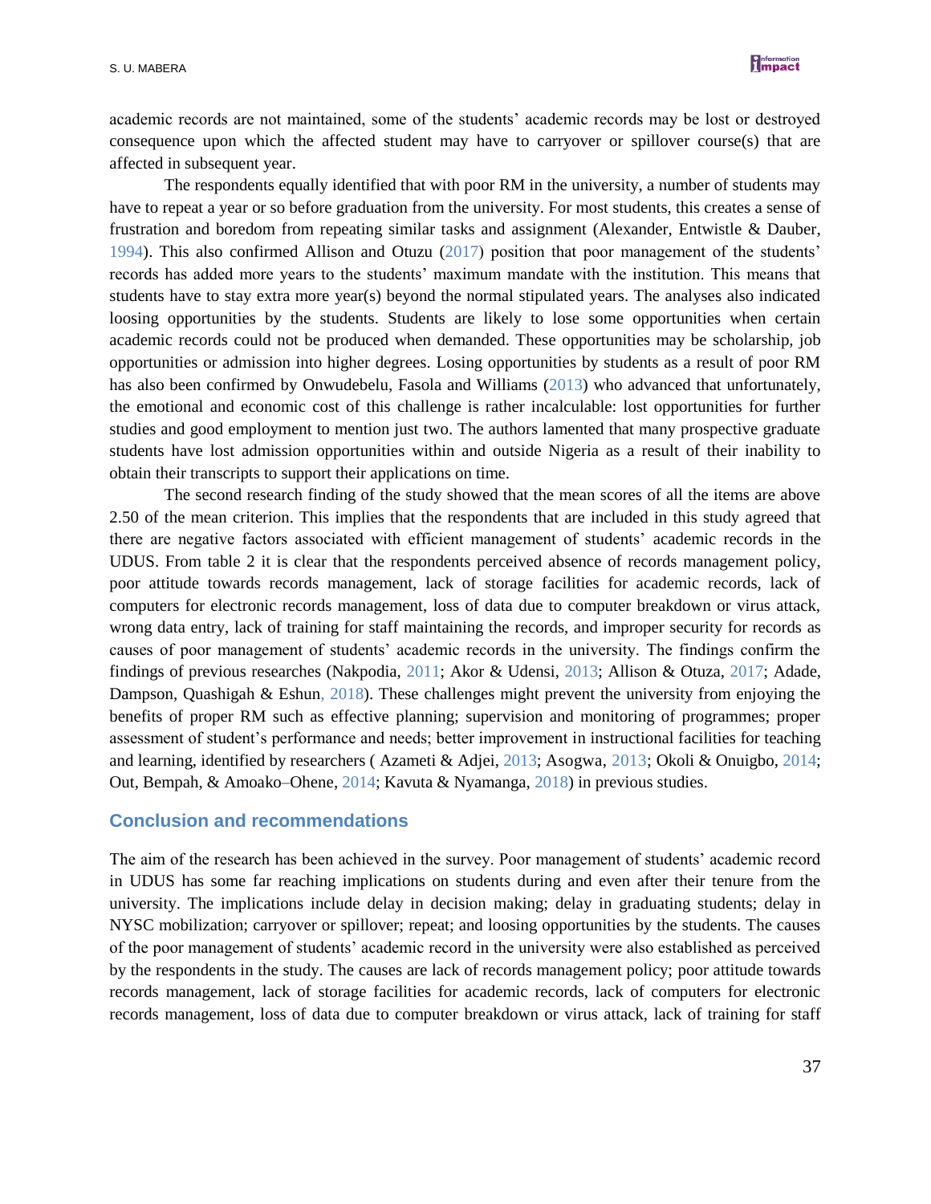academic records are not maintained, some of the students' academic records may be lost or destroyed consequence upon which the affected student may have to carryover or spillover course(s) that are affected in subsequent year.

The respondents equally identified that with poor RM in the university, a number of students may have to repeat a year or so before graduation from the university. For most students, this creates a sense of frustration and boredom from repeating similar tasks and assignment (Alexander, Entwistle & Dauber, 1994). This also confirmed Allison and Otuzu (2017) position that poor management of the students' records has added more years to the students' maximum mandate with the institution. This means that students have to stay extra more year(s) beyond the normal stipulated years. The analyses also indicated loosing opportunities by the students. Students are likely to lose some opportunities when certain academic records could not be produced when demanded. These opportunities may be scholarship, job opportunities or admission into higher degrees. Losing opportunities by students as a result of poor RM has also been confirmed by Onwudebelu, Fasola and Williams (2013) who advanced that unfortunately, the emotional and economic cost of this challenge is rather incalculable: lost opportunities for further studies and good employment to mention just two. The authors lamented that many prospective graduate students have lost admission opportunities within and outside Nigeria as a result of their inability to obtain their transcripts to support their applications on time.

The second research finding of the study showed that the mean scores of all the items are above 2.50 of the mean criterion. This implies that the respondents that are included in this study agreed that there are negative factors associated with efficient management of students' academic records in the UDUS. From table 2 it is clear that the respondents perceived absence of records management policy, poor attitude towards records management, lack of storage facilities for academic records, lack of computers for electronic records management, loss of data due to computer breakdown or virus attack, wrong data entry, lack of training for staff maintaining the records, and improper security for records as causes of poor management of students' academic records in the university. The findings confirm the findings of previous researches (Nakpodia, 2011; Akor & Udensi, 2013; Allison & Otuza, 2017; Adade, Dampson, Quashigah & Eshun, 2018). These challenges might prevent the university from enjoying the benefits of proper RM such as effective planning; supervision and monitoring of programmes; proper assessment of student's performance and needs; better improvement in instructional facilities for teaching and learning, identified by researchers ( Azameti & Adjei, 2013; Asogwa, 2013; Okoli & Onuigbo, 2014; Out, Bempah, & Amoako–Ohene, 2014; Kavuta & Nyamanga, 2018) in previous studies.

## Conclusion and recommendations

The aim of the research has been achieved in the survey. Poor management of students' academic record in UDUS has some far reaching implications on students during and even after their tenure from the university. The implications include delay in decision making; delay in graduating students; delay in NYSC mobilization; carryover or spillover; repeat; and loosing opportunities by the students. The causes of the poor management of students' academic record in the university were also established as perceived by the respondents in the study. The causes are lack of records management policy; poor attitude towards records management, lack of storage facilities for academic records, lack of computers for electronic records management, loss of data due to computer breakdown or virus attack, lack of training for staff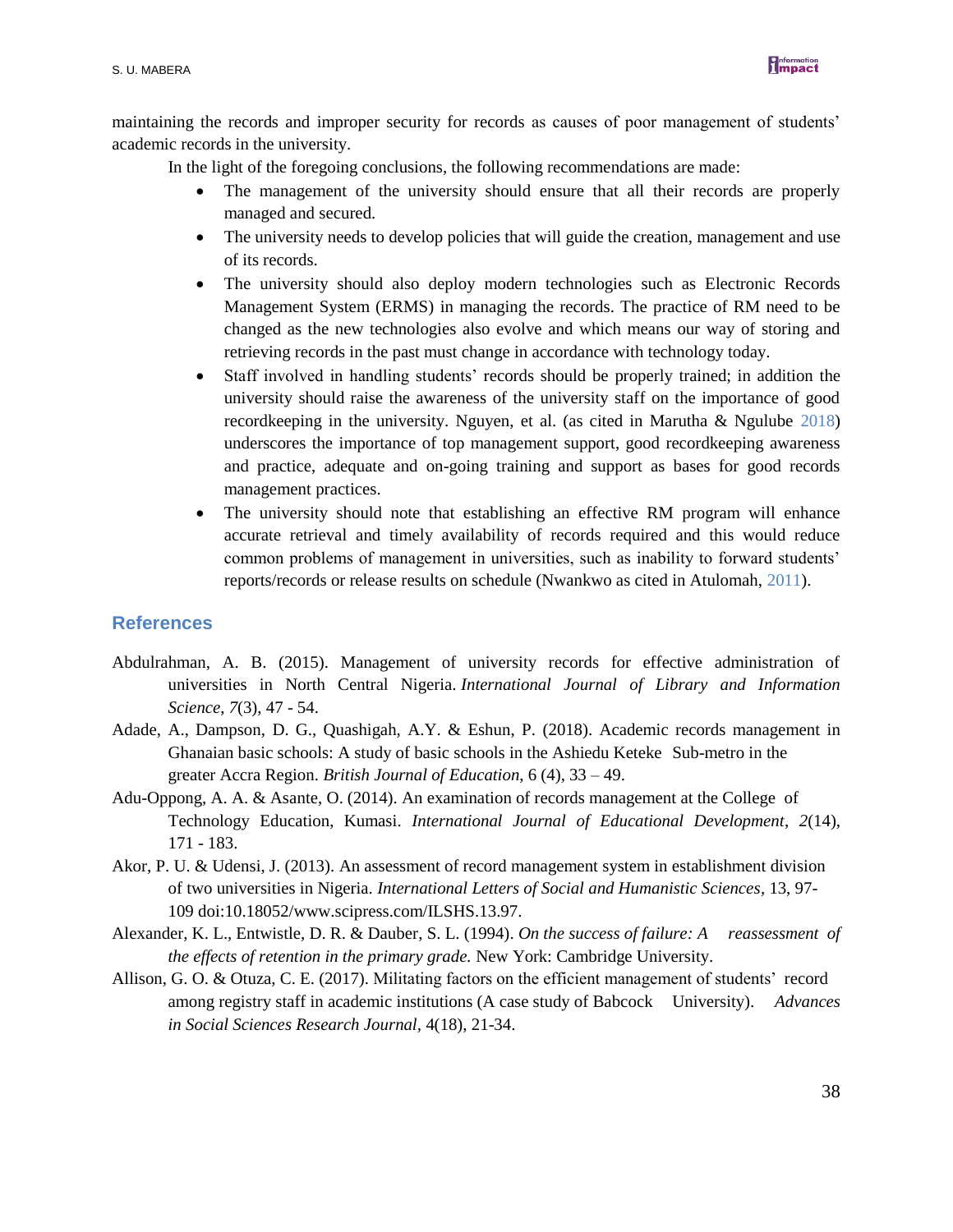maintaining the records and improper security for records as causes of poor management of students' academic records in the university.

In the light of the foregoing conclusions, the following recommendations are made:

- The management of the university should ensure that all their records are properly managed and secured.
- The university needs to develop policies that will guide the creation, management and use of its records.
- The university should also deploy modern technologies such as Electronic Records Management System (ERMS) in managing the records. The practice of RM need to be changed as the new technologies also evolve and which means our way of storing and retrieving records in the past must change in accordance with technology today.
- Staff involved in handling students' records should be properly trained; in addition the university should raise the awareness of the university staff on the importance of good recordkeeping in the university. Nguyen, et al. (as cited in Marutha & Ngulube 2018) underscores the importance of top management support, good recordkeeping awareness and practice, adequate and on-going training and support as bases for good records management practices.
- The university should note that establishing an effective RM program will enhance accurate retrieval and timely availability of records required and this would reduce common problems of management in universities, such as inability to forward students' reports/records or release results on schedule (Nwankwo as cited in Atulomah, 2011).

## References

Abdulrahman, A. B. (2015). Management of university records for effective administration of universities in North Central Nigeria. *International Journal of Library and Information Science*, *7*(3), 47 - 54.

Adade, A., Dampson, D. G., Quashigah, A.Y. & Eshun, P. (2018). Academic records management in Ghanaian basic schools: A study of basic schools in the Ashiedu Keteke Sub-metro in the greater Accra Region. *British Journal of Education*, 6 (4), 33 – 49.

Adu-Oppong, A. A. & Asante, O. (2014). An examination of records management at the College of Technology Education, Kumasi. *International Journal of Educational Development*, *2*(14), 171 - 183.

Akor, P. U. & Udensi, J. (2013). An assessment of record management system in establishment division of two universities in Nigeria. *International Letters of Social and Humanistic Sciences*, 13, 97-109 doi:10.18052/www.scipress.com/ILSHS.13.97.

Alexander, K. L., Entwistle, D. R. & Dauber, S. L. (1994). *On the success of failure: A reassessment of the effects of retention in the primary grade.* New York: Cambridge University.

Allison, G. O. & Otuza, C. E. (2017). Militating factors on the efficient management of students' record among registry staff in academic institutions (A case study of Babcock University). *Advances in Social Sciences Research Journal*, 4(18), 21-34.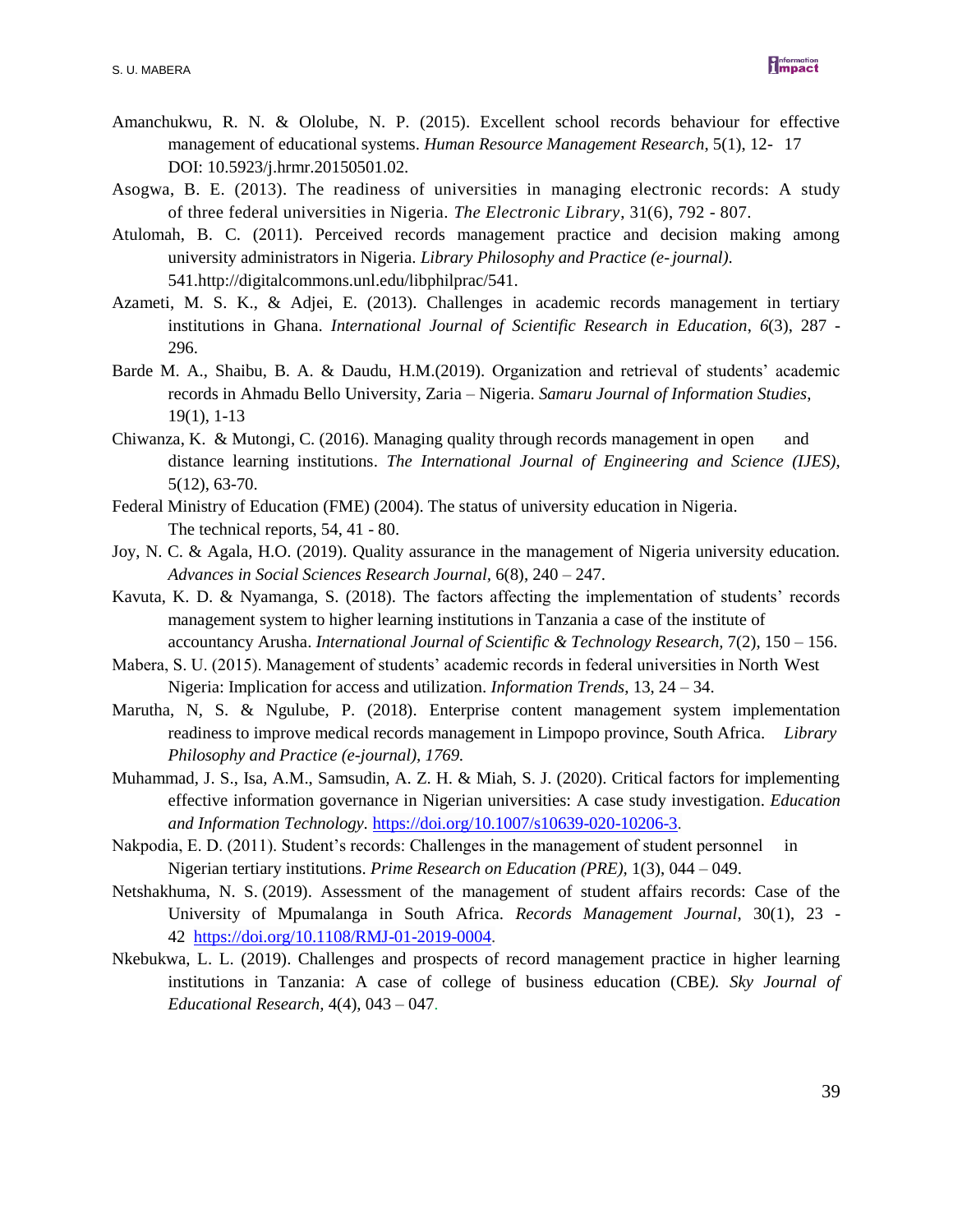Amanchukwu, R. N. & Ololube, N. P. (2015). Excellent school records behaviour for effective management of educational systems. *Human Resource Management Research*, 5(1), 12- 17 DOI: 10.5923/j.hrmr.20150501.02.

Asogwa, B. E. (2013). The readiness of universities in managing electronic records: A study of three federal universities in Nigeria. *The Electronic Library*, 31(6), 792 - 807.

Atulomah, B. C. (2011). Perceived records management practice and decision making among university administrators in Nigeria. *Library Philosophy and Practice (e-journal)*. 541.http://digitalcommons.unl.edu/libphilprac/541.

Azameti, M. S. K., & Adjei, E. (2013). Challenges in academic records management in tertiary institutions in Ghana. *International Journal of Scientific Research in Education*, *6*(3), 287 - 296.

Barde M. A., Shaibu, B. A. & Daudu, H.M.(2019). Organization and retrieval of students' academic records in Ahmadu Bello University, Zaria – Nigeria. *Samaru Journal of Information Studies*, 19(1), 1-13

Chiwanza, K. & Mutongi, C. (2016). Managing quality through records management in open and distance learning institutions. *The International Journal of Engineering and Science (IJES)*, 5(12), 63-70.

Federal Ministry of Education (FME) (2004). The status of university education in Nigeria. The technical reports, 54, 41 - 80.

Joy, N. C. & Agala, H.O. (2019). Quality assurance in the management of Nigeria university education. *Advances in Social Sciences Research Journal*, 6(8), 240 – 247.

Kavuta, K. D. & Nyamanga, S. (2018). The factors affecting the implementation of students' records management system to higher learning institutions in Tanzania a case of the institute of accountancy Arusha. *International Journal of Scientific & Technology Research,* 7(2), 150 – 156.

Mabera, S. U. (2015). Management of students' academic records in federal universities in North West Nigeria: Implication for access and utilization. *Information Trends*, 13, 24 – 34.

Marutha, N, S. & Ngulube, P. (2018). Enterprise content management system implementation readiness to improve medical records management in Limpopo province, South Africa. *Library Philosophy and Practice (e-journal), 1769.*

Muhammad, J. S., Isa, A.M., Samsudin, A. Z. H. & Miah, S. J. (2020). Critical factors for implementing effective information governance in Nigerian universities: A case study investigation. *Education and Information Technology*. https://doi.org/10.1007/s10639-020-10206-3.

Nakpodia, E. D. (2011). Student's records: Challenges in the management of student personnel in Nigerian tertiary institutions. *Prime Research on Education (PRE),* 1(3), 044 – 049.

Netshakhuma, N. S. (2019). Assessment of the management of student affairs records: Case of the University of Mpumalanga in South Africa. *Records Management Journal*, 30(1), 23 - 42 https://doi.org/10.1108/RMJ-01-2019-0004.

Nkebukwa, L. L. (2019). Challenges and prospects of record management practice in higher learning institutions in Tanzania: A case of college of business education (CBE*). Sky Journal of Educational Research,* 4(4), 043 – 047.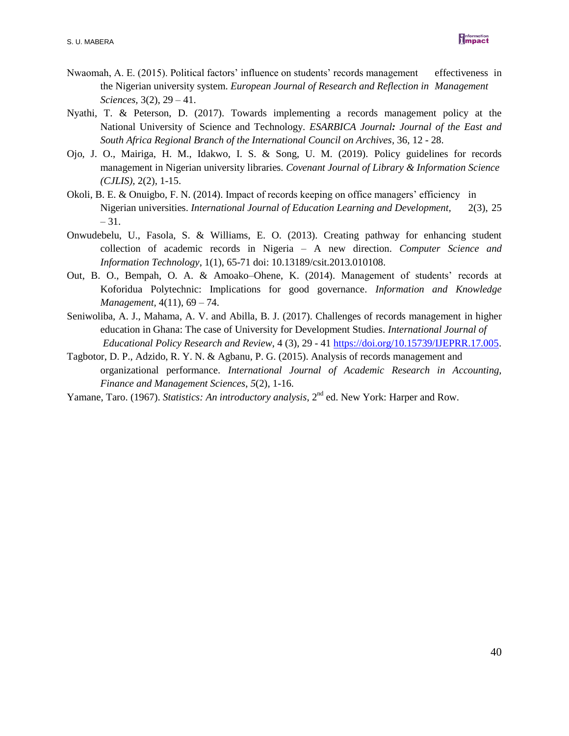Nwaomah, A. E. (2015). Political factors' influence on students' records management effectiveness in the Nigerian university system. *European Journal of Research and Reflection in Management Sciences*, 3(2), 29 – 41.

Nyathi, T. & Peterson, D. (2017). Towards implementing a records management policy at the National University of Science and Technology. *ESARBICA Journal: Journal of the East and South Africa Regional Branch of the International Council on Archives,* 36, 12 - 28.

Ojo, J. O., Mairiga, H. M., Idakwo, I. S. & Song, U. M. (2019). Policy guidelines for records management in Nigerian university libraries. *Covenant Journal of Library & Information Science (CJLIS),* 2(2), 1-15.

Okoli, B. E. & Onuigbo, F. N. (2014). Impact of records keeping on office managers' efficiency in Nigerian universities. *International Journal of Education Learning and Development,* 2(3), 25 – 31.

Onwudebelu, U., Fasola, S. & Williams, E. O. (2013). Creating pathway for enhancing student collection of academic records in Nigeria – A new direction. *Computer Science and Information Technology*, 1(1), 65-71 doi: 10.13189/csit.2013.010108.

Out, B. O., Bempah, O. A. & Amoako–Ohene, K. (2014). Management of students' records at Koforidua Polytechnic: Implications for good governance. *Information and Knowledge Management,* 4(11), 69 – 74.

Seniwoliba, A. J., Mahama, A. V. and Abilla, B. J. (2017). Challenges of records management in higher education in Ghana: The case of University for Development Studies. *International Journal of Educational Policy Research and Review*, 4 (3), 29 - 41 https://doi.org/10.15739/IJEPRR.17.005.

Tagbotor, D. P., Adzido, R. Y. N. & Agbanu, P. G. (2015). Analysis of records management and organizational performance. *International Journal of Academic Research in Accounting, Finance and Management Sciences*, *5*(2), 1-16.

Yamane, Taro. (1967). *Statistics: An introductory analysis*, 2nd ed. New York: Harper and Row.